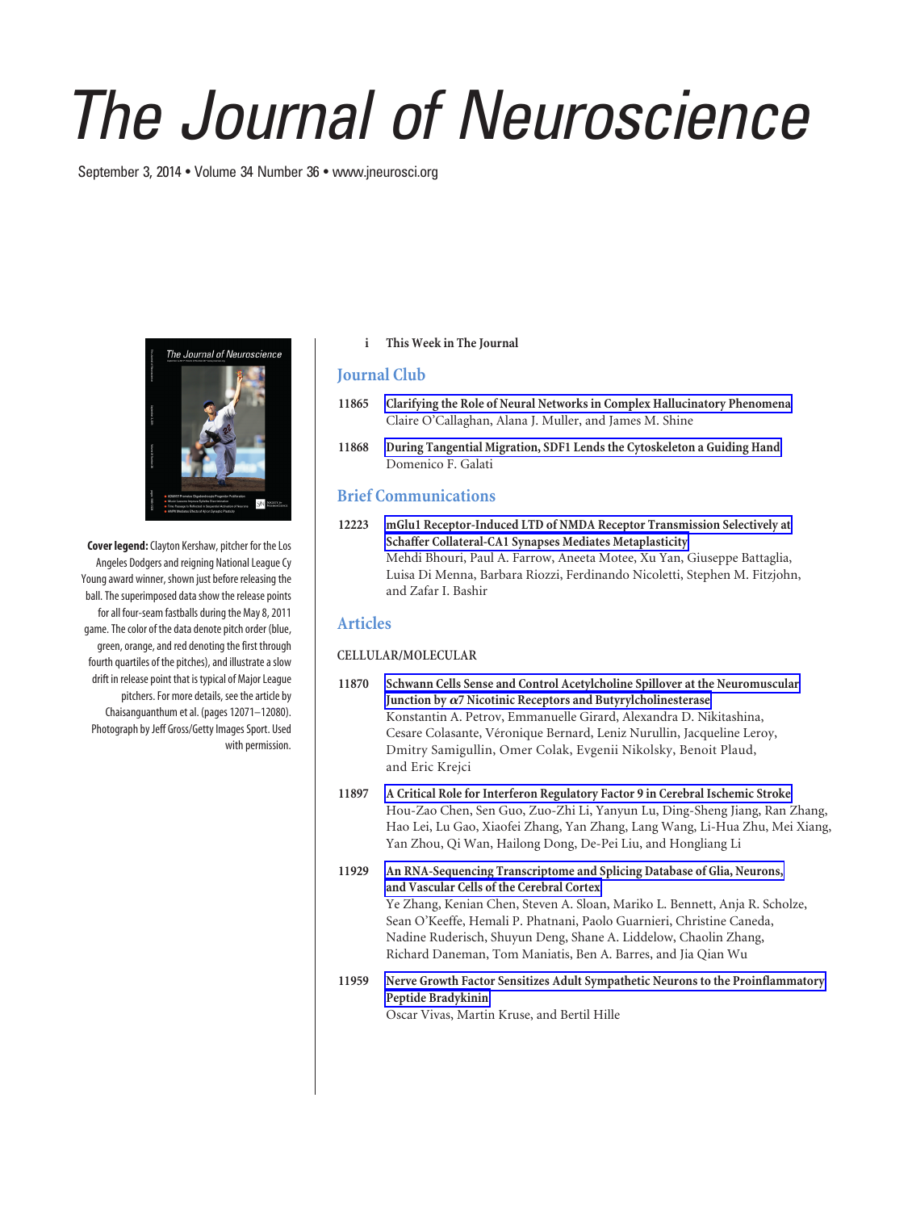# The Journal of Neuroscience

September 3, 2014 • Volume 34 Number 36 • www.jneurosci.org

**Cover legend:** Clayton Kershaw, pitcher for the Los Angeles Dodgers and reigning National League Cy Young award winner, shown just before releasing the ball. The superimposed data show the release points for all four-seam fastballs during the May 8, 2011 game. The color of the data denote pitch order (blue, green, orange, and red denoting the first through fourth quartiles of the pitches), and illustrate a slow drift in release point that is typical of Major League pitchers. For more details, see the article by Chaisanguanthum et al. (pages 12071–12080). Photograph by Jeff Gross/Getty Images Sport. Used with permission.

i This Week in The Journal

## Journal Club

11865 Clarifying the Role of Neural Networks in Complex Hallucinatory Phenomena
Claire O'Callaghan, Alana J. Muller, and James M. Shine

11868 During Tangential Migration, SDF1 Lends the Cytoskeleton a Guiding Hand
Domenico F. Galati

## Brief Communications

12223 mGlu1 Receptor-Induced LTD of NMDA Receptor Transmission Selectively at Schaffer Collateral-CA1 Synapses Mediates Metaplasticity
Mehdi Bhouri, Paul A. Farrow, Aneeta Motee, Xu Yan, Giuseppe Battaglia, Luisa Di Menna, Barbara Riozzi, Ferdinando Nicoletti, Stephen M. Fitzjohn, and Zafar I. Bashir

## Articles

### CELLULAR/MOLECULAR

11870 Schwann Cells Sense and Control Acetylcholine Spillover at the Neuromuscular Junction by α7 Nicotinic Receptors and Butyrylcholinesterase
Konstantin A. Petrov, Emmanuelle Girard, Alexandra D. Nikitashina, Cesare Colasante, Véronique Bernard, Leniz Nurullin, Jacqueline Leroy, Dmitry Samigullin, Omer Colak, Evgenii Nikolsky, Benoit Plaud, and Eric Krejci

11897 A Critical Role for Interferon Regulatory Factor 9 in Cerebral Ischemic Stroke
Hou-Zao Chen, Sen Guo, Zuo-Zhi Li, Yanyun Lu, Ding-Sheng Jiang, Ran Zhang, Hao Lei, Lu Gao, Xiaofei Zhang, Yan Zhang, Lang Wang, Li-Hua Zhu, Mei Xiang, Yan Zhou, Qi Wan, Hailong Dong, De-Pei Liu, and Hongliang Li

11929 An RNA-Sequencing Transcriptome and Splicing Database of Glia, Neurons, and Vascular Cells of the Cerebral Cortex
Ye Zhang, Kenian Chen, Steven A. Sloan, Mariko L. Bennett, Anja R. Scholze, Sean O'Keeffe, Hemali P. Phatnani, Paolo Guarnieri, Christine Caneda, Nadine Ruderisch, Shuyun Deng, Shane A. Liddelow, Chaolin Zhang, Richard Daneman, Tom Maniatis, Ben A. Barres, and Jia Qian Wu

11959 Nerve Growth Factor Sensitizes Adult Sympathetic Neurons to the Proinflammatory Peptide Bradykinin
Oscar Vivas, Martin Kruse, and Bertil Hille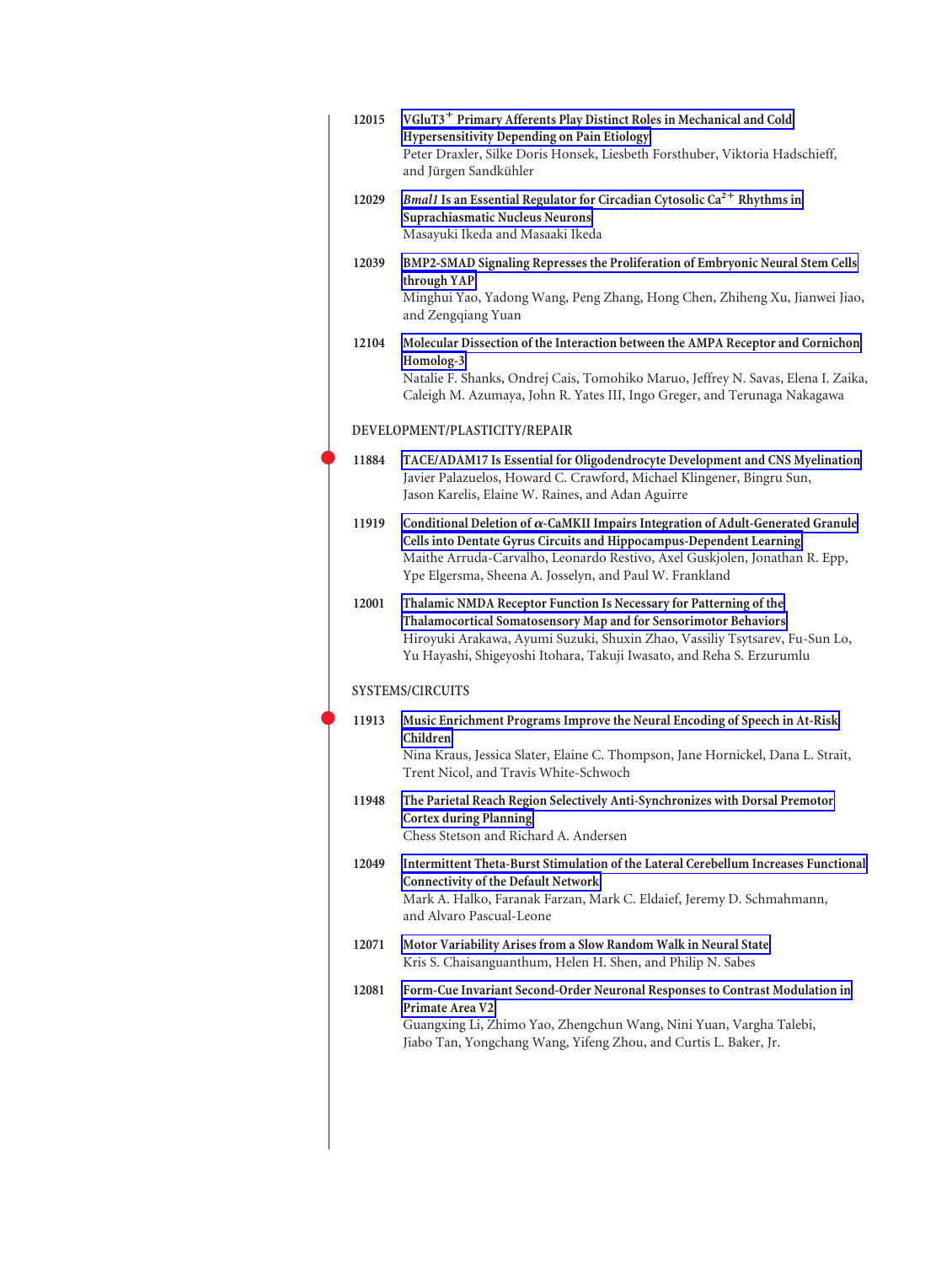12015 **VGluT3$^+$ Primary Afferents Play Distinct Roles in Mechanical and Cold Hypersensitivity Depending on Pain Etiology**
Peter Draxler, Silke Doris Honsek, Liesbeth Forsthuber, Viktoria Hadschieff, and Jürgen Sandkühler

12029 ***Bmal1* Is an Essential Regulator for Circadian Cytosolic Ca$^{2+}$ Rhythms in Suprachiasmatic Nucleus Neurons**
Masayuki Ikeda and Masaaki Ikeda

12039 **BMP2-SMAD Signaling Represses the Proliferation of Embryonic Neural Stem Cells through YAP**
Minghui Yao, Yadong Wang, Peng Zhang, Hong Chen, Zhiheng Xu, Jianwei Jiao, and Zengqiang Yuan

12104 **Molecular Dissection of the Interaction between the AMPA Receptor and Cornichon Homolog-3**
Natalie F. Shanks, Ondrej Cais, Tomohiko Maruo, Jeffrey N. Savas, Elena I. Zaika, Caleigh M. Azumaya, John R. Yates III, Ingo Greger, and Terunaga Nakagawa

## DEVELOPMENT/PLASTICITY/REPAIR

11884 **TACE/ADAM17 Is Essential for Oligodendrocyte Development and CNS Myelination**
Javier Palazuelos, Howard C. Crawford, Michael Klingener, Bingru Sun, Jason Karelis, Elaine W. Raines, and Adan Aguirre

11919 **Conditional Deletion of $\alpha$-CaMKII Impairs Integration of Adult-Generated Granule Cells into Dentate Gyrus Circuits and Hippocampus-Dependent Learning**
Maithe Arruda-Carvalho, Leonardo Restivo, Axel Guskjolen, Jonathan R. Epp, Ype Elgersma, Sheena A. Josselyn, and Paul W. Frankland

12001 **Thalamic NMDA Receptor Function Is Necessary for Patterning of the Thalamocortical Somatosensory Map and for Sensorimotor Behaviors**
Hiroyuki Arakawa, Ayumi Suzuki, Shuxin Zhao, Vassiliy Tsytsarev, Fu-Sun Lo, Yu Hayashi, Shigeyoshi Itohara, Takuji Iwasato, and Reha S. Erzurumlu

## SYSTEMS/CIRCUITS

11913 **Music Enrichment Programs Improve the Neural Encoding of Speech in At-Risk Children**
Nina Kraus, Jessica Slater, Elaine C. Thompson, Jane Hornickel, Dana L. Strait, Trent Nicol, and Travis White-Schwoch

11948 **The Parietal Reach Region Selectively Anti-Synchronizes with Dorsal Premotor Cortex during Planning**
Chess Stetson and Richard A. Andersen

12049 **Intermittent Theta-Burst Stimulation of the Lateral Cerebellum Increases Functional Connectivity of the Default Network**
Mark A. Halko, Faranak Farzan, Mark C. Eldaief, Jeremy D. Schmahmann, and Alvaro Pascual-Leone

12071 **Motor Variability Arises from a Slow Random Walk in Neural State**
Kris S. Chaisanguanthum, Helen H. Shen, and Philip N. Sabes

12081 **Form-Cue Invariant Second-Order Neuronal Responses to Contrast Modulation in Primate Area V2**
Guangxing Li, Zhimo Yao, Zhengchun Wang, Nini Yuan, Vargha Talebi, Jiabo Tan, Yongchang Wang, Yifeng Zhou, and Curtis L. Baker, Jr.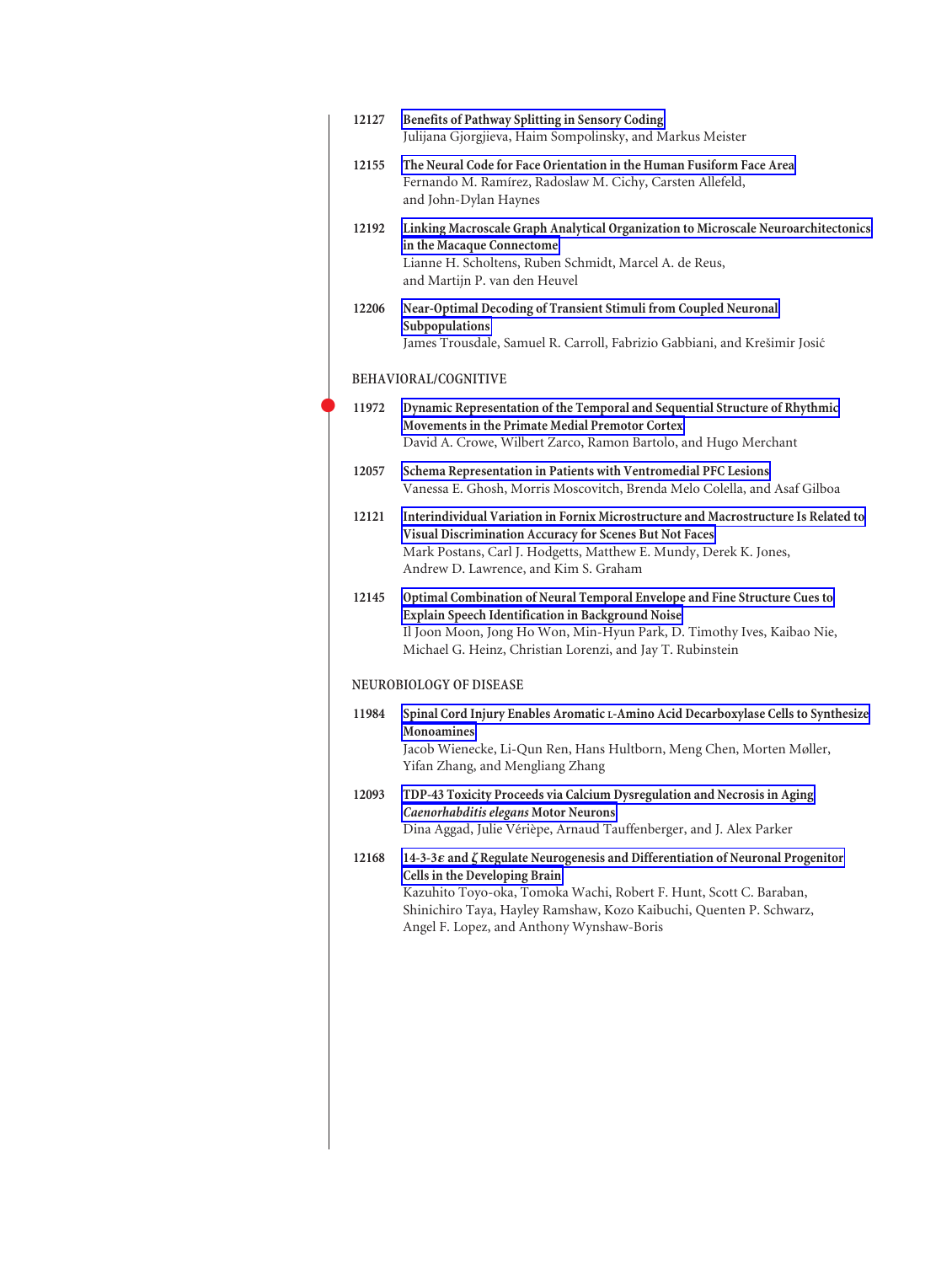12127 **Benefits of Pathway Splitting in Sensory Coding**
Julijana Gjorgjieva, Haim Sompolinsky, and Markus Meister

12155 **The Neural Code for Face Orientation in the Human Fusiform Face Area**
Fernando M. Ramírez, Radoslaw M. Cichy, Carsten Allefeld, and John-Dylan Haynes

12192 **Linking Macroscale Graph Analytical Organization to Microscale Neuroarchitectonics in the Macaque Connectome**
Lianne H. Scholtens, Ruben Schmidt, Marcel A. de Reus, and Martijn P. van den Heuvel

12206 **Near-Optimal Decoding of Transient Stimuli from Coupled Neuronal Subpopulations**
James Trousdale, Samuel R. Carroll, Fabrizio Gabbiani, and Krešimir Josić

## BEHAVIORAL/COGNITIVE

11972 **Dynamic Representation of the Temporal and Sequential Structure of Rhythmic Movements in the Primate Medial Premotor Cortex**
David A. Crowe, Wilbert Zarco, Ramon Bartolo, and Hugo Merchant

12057 **Schema Representation in Patients with Ventromedial PFC Lesions**
Vanessa E. Ghosh, Morris Moscovitch, Brenda Melo Colella, and Asaf Gilboa

12121 **Interindividual Variation in Fornix Microstructure and Macrostructure Is Related to Visual Discrimination Accuracy for Scenes But Not Faces**
Mark Postans, Carl J. Hodgetts, Matthew E. Mundy, Derek K. Jones, Andrew D. Lawrence, and Kim S. Graham

12145 **Optimal Combination of Neural Temporal Envelope and Fine Structure Cues to Explain Speech Identification in Background Noise**
Il Joon Moon, Jong Ho Won, Min-Hyun Park, D. Timothy Ives, Kaibao Nie, Michael G. Heinz, Christian Lorenzi, and Jay T. Rubinstein

## NEUROBIOLOGY OF DISEASE

11984 **Spinal Cord Injury Enables Aromatic L-Amino Acid Decarboxylase Cells to Synthesize Monoamines**
Jacob Wienecke, Li-Qun Ren, Hans Hultborn, Meng Chen, Morten Møller, Yifan Zhang, and Mengliang Zhang

12093 **TDP-43 Toxicity Proceeds via Calcium Dysregulation and Necrosis in Aging *Caenorhabditis elegans* Motor Neurons**
Dina Aggad, Julie Vérièpe, Arnaud Tauffenberger, and J. Alex Parker

12168 **14-3-3$\varepsilon$ and $\zeta$ Regulate Neurogenesis and Differentiation of Neuronal Progenitor Cells in the Developing Brain**
Kazuhito Toyo-oka, Tomoka Wachi, Robert F. Hunt, Scott C. Baraban, Shinichiro Taya, Hayley Ramshaw, Kozo Kaibuchi, Quenten P. Schwarz, Angel F. Lopez, and Anthony Wynshaw-Boris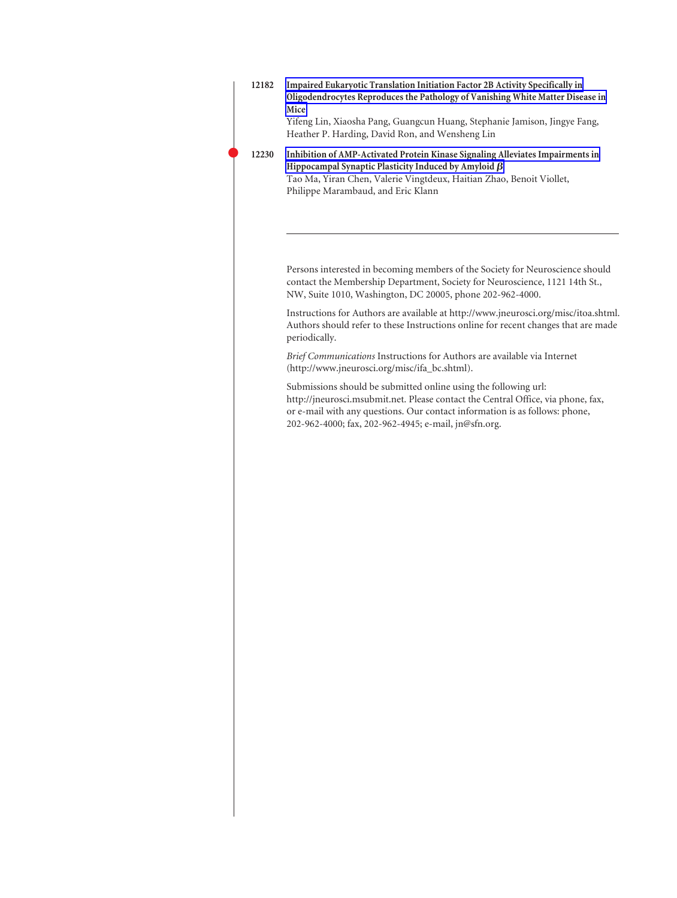12182 **Impaired Eukaryotic Translation Initiation Factor 2B Activity Specifically in Oligodendrocytes Reproduces the Pathology of Vanishing White Matter Disease in Mice**
Yifeng Lin, Xiaosha Pang, Guangcun Huang, Stephanie Jamison, Jingye Fang, Heather P. Harding, David Ron, and Wensheng Lin

12230 **Inhibition of AMP-Activated Protein Kinase Signaling Alleviates Impairments in Hippocampal Synaptic Plasticity Induced by Amyloid $\beta$**
Tao Ma, Yiran Chen, Valerie Vingtdeux, Haitian Zhao, Benoit Viollet, Philippe Marambaud, and Eric Klann

---

Persons interested in becoming members of the Society for Neuroscience should contact the Membership Department, Society for Neuroscience, 1121 14th St., NW, Suite 1010, Washington, DC 20005, phone 202-962-4000.

Instructions for Authors are available at http://www.jneurosci.org/misc/itoa.shtml. Authors should refer to these Instructions online for recent changes that are made periodically.

*Brief Communications* Instructions for Authors are available via Internet (http://www.jneurosci.org/misc/ifa_bc.shtml).

Submissions should be submitted online using the following url: http://jneurosci.msubmit.net. Please contact the Central Office, via phone, fax, or e-mail with any questions. Our contact information is as follows: phone, 202-962-4000; fax, 202-962-4945; e-mail, jn@sfn.org.